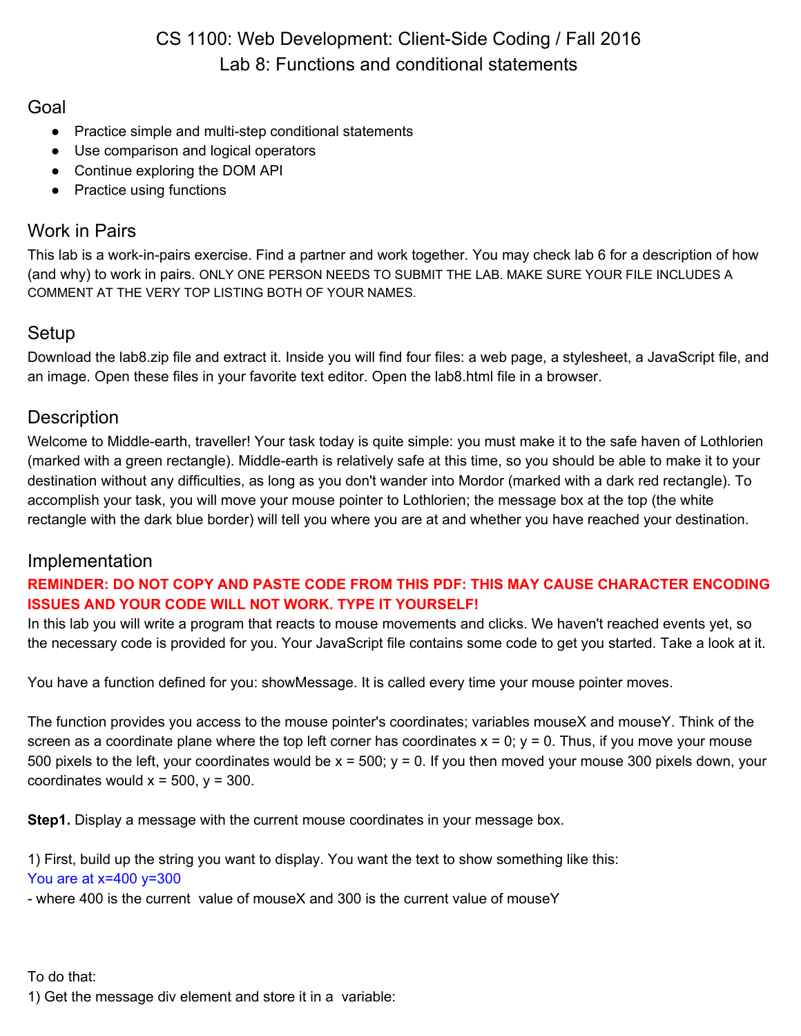# CS 1100: Web Development: Client-Side Coding / Fall 2016
# Lab 8: Functions and conditional statements

## Goal

- Practice simple and multi-step conditional statements
- Use comparison and logical operators
- Continue exploring the DOM API
- Practice using functions

## Work in Pairs

This lab is a work-in-pairs exercise. Find a partner and work together. You may check lab 6 for a description of how (and why) to work in pairs. ONLY ONE PERSON NEEDS TO SUBMIT THE LAB. MAKE SURE YOUR FILE INCLUDES A COMMENT AT THE VERY TOP LISTING BOTH OF YOUR NAMES.

## Setup

Download the lab8.zip file and extract it. Inside you will find four files: a web page, a stylesheet, a JavaScript file, and an image. Open these files in your favorite text editor. Open the lab8.html file in a browser.

## Description

Welcome to Middle-earth, traveller! Your task today is quite simple: you must make it to the safe haven of Lothlorien (marked with a green rectangle). Middle-earth is relatively safe at this time, so you should be able to make it to your destination without any difficulties, as long as you don't wander into Mordor (marked with a dark red rectangle). To accomplish your task, you will move your mouse pointer to Lothlorien; the message box at the top (the white rectangle with the dark blue border) will tell you where you are at and whether you have reached your destination.

## Implementation

**REMINDER: DO NOT COPY AND PASTE CODE FROM THIS PDF: THIS MAY CAUSE CHARACTER ENCODING ISSUES AND YOUR CODE WILL NOT WORK. TYPE IT YOURSELF!**

In this lab you will write a program that reacts to mouse movements and clicks. We haven't reached events yet, so the necessary code is provided for you. Your JavaScript file contains some code to get you started. Take a look at it.

You have a function defined for you: showMessage. It is called every time your mouse pointer moves.

The function provides you access to the mouse pointer's coordinates; variables mouseX and mouseY. Think of the screen as a coordinate plane where the top left corner has coordinates x = 0; y = 0. Thus, if you move your mouse 500 pixels to the left, your coordinates would be x = 500; y = 0. If you then moved your mouse 300 pixels down, your coordinates would x = 500, y = 300.

**Step1.** Display a message with the current mouse coordinates in your message box.

1) First, build up the string you want to display. You want the text to show something like this:

You are at x=400 y=300

- where 400 is the current value of mouseX and 300 is the current value of mouseY

To do that:

1) Get the message div element and store it in a variable: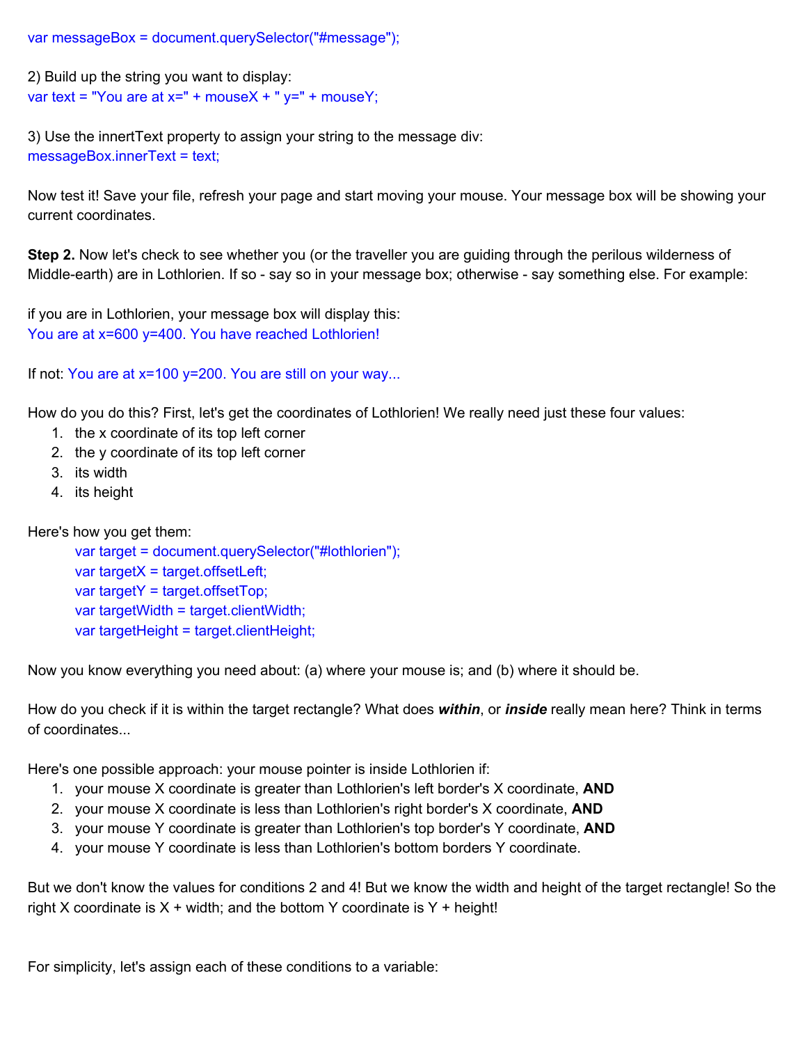```
var messageBox = document.querySelector("#message");
```

2) Build up the string you want to display:

```
var text = "You are at x=" + mouseX + " y=" + mouseY;
```

3) Use the innertText property to assign your string to the message div:

```
messageBox.innerText = text;
```

Now test it! Save your file, refresh your page and start moving your mouse. Your message box will be showing your current coordinates.

**Step 2.** Now let's check to see whether you (or the traveller you are guiding through the perilous wilderness of Middle-earth) are in Lothlorien. If so - say so in your message box; otherwise - say something else. For example:

if you are in Lothlorien, your message box will display this:
You are at x=600 y=400. You have reached Lothlorien!

If not: You are at x=100 y=200. You are still on your way...

How do you do this? First, let's get the coordinates of Lothlorien! We really need just these four values:

1. the x coordinate of its top left corner
2. the y coordinate of its top left corner
3. its width
4. its height

Here's how you get them:

```
var target = document.querySelector("#lothlorien");
var targetX = target.offsetLeft;
var targetY = target.offsetTop;
var targetWidth = target.clientWidth;
var targetHeight = target.clientHeight;
```

Now you know everything you need about: (a) where your mouse is; and (b) where it should be.

How do you check if it is within the target rectangle? What does ***within***, or ***inside*** really mean here? Think in terms of coordinates...

Here's one possible approach: your mouse pointer is inside Lothlorien if:

1. your mouse X coordinate is greater than Lothlorien's left border's X coordinate, **AND**
2. your mouse X coordinate is less than Lothlorien's right border's X coordinate, **AND**
3. your mouse Y coordinate is greater than Lothlorien's top border's Y coordinate, **AND**
4. your mouse Y coordinate is less than Lothlorien's bottom borders Y coordinate.

But we don't know the values for conditions 2 and 4! But we know the width and height of the target rectangle! So the right X coordinate is X + width; and the bottom Y coordinate is Y + height!

For simplicity, let's assign each of these conditions to a variable: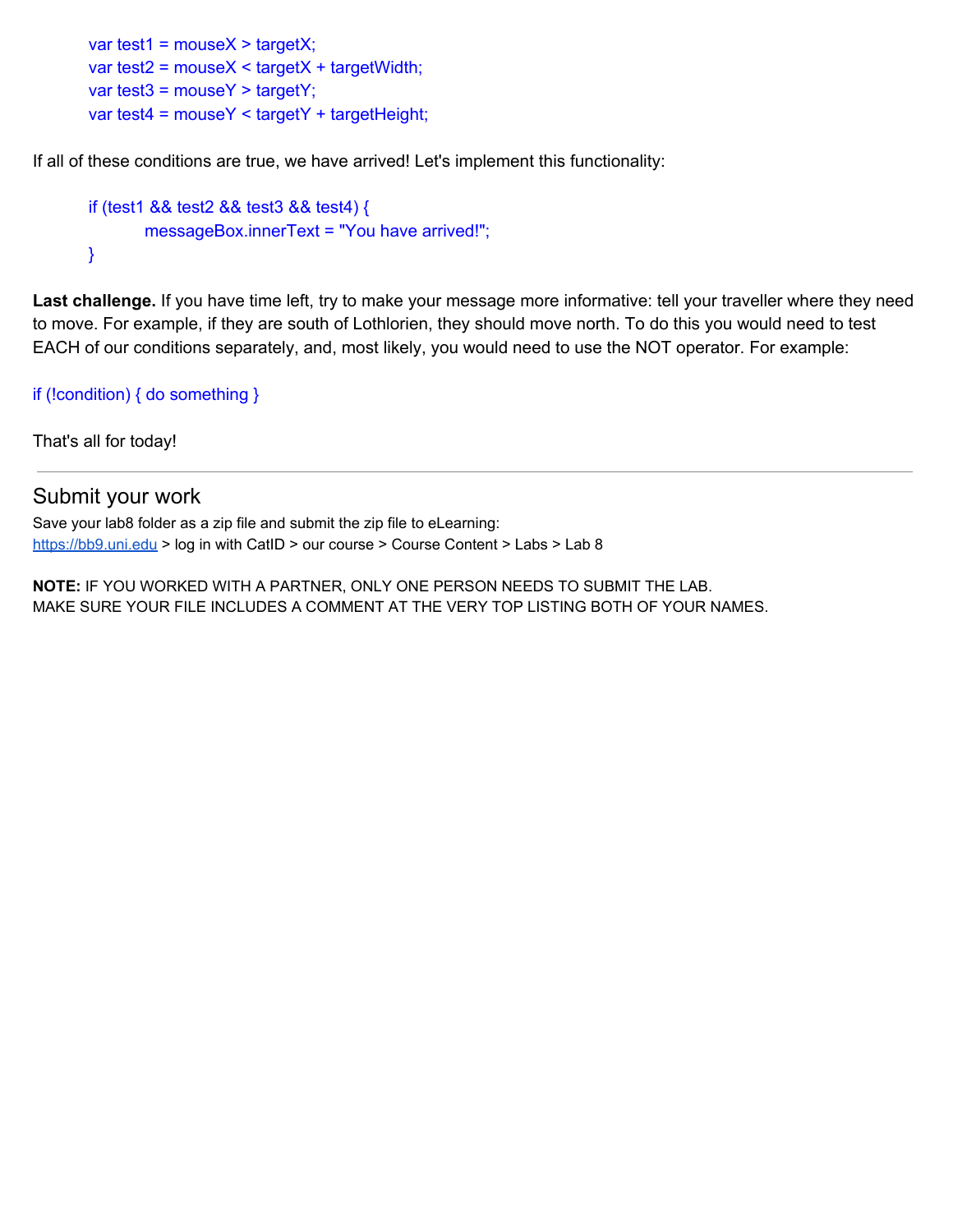```
var test1 = mouseX > targetX;
var test2 = mouseX < targetX + targetWidth;
var test3 = mouseY > targetY;
var test4 = mouseY < targetY + targetHeight;
```

If all of these conditions are true, we have arrived! Let's implement this functionality:

```
if (test1 && test2 && test3 && test4) {
        messageBox.innerText = "You have arrived!";
}
```

**Last challenge.** If you have time left, try to make your message more informative: tell your traveller where they need to move. For example, if they are south of Lothlorien, they should move north. To do this you would need to test EACH of our conditions separately, and, most likely, you would need to use the NOT operator. For example:

```
if (!condition) { do something }
```

That's all for today!

---

## Submit your work

Save your lab8 folder as a zip file and submit the zip file to eLearning:
[https://bb9.uni.edu](https://bb9.uni.edu) > log in with CatID > our course > Course Content > Labs > Lab 8

**NOTE:** IF YOU WORKED WITH A PARTNER, ONLY ONE PERSON NEEDS TO SUBMIT THE LAB.
MAKE SURE YOUR FILE INCLUDES A COMMENT AT THE VERY TOP LISTING BOTH OF YOUR NAMES.